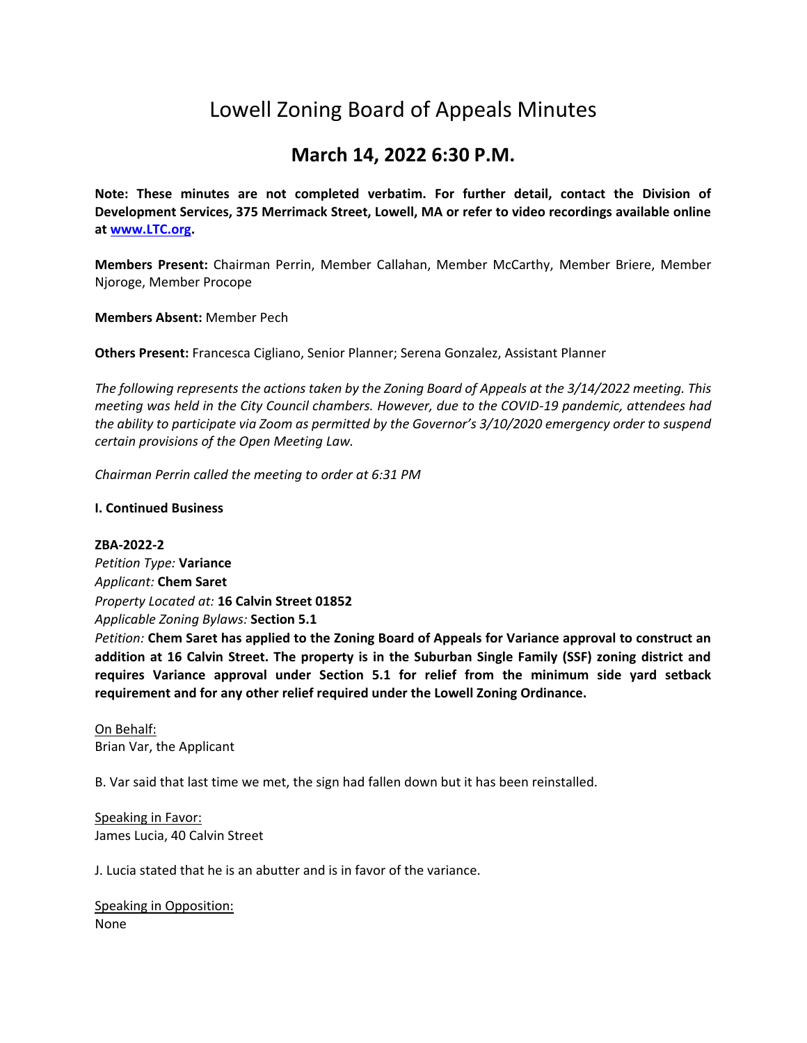# Lowell Zoning Board of Appeals Minutes

## March 14, 2022 6:30 P.M.

**Note: These minutes are not completed verbatim. For further detail, contact the Division of Development Services, 375 Merrimack Street, Lowell, MA or refer to video recordings available online at [www.LTC.org](www.LTC.org).**

**Members Present:** Chairman Perrin, Member Callahan, Member McCarthy, Member Briere, Member Njoroge, Member Procope

**Members Absent:** Member Pech

**Others Present:** Francesca Cigliano, Senior Planner; Serena Gonzalez, Assistant Planner

*The following represents the actions taken by the Zoning Board of Appeals at the 3/14/2022 meeting. This meeting was held in the City Council chambers. However, due to the COVID-19 pandemic, attendees had the ability to participate via Zoom as permitted by the Governor's 3/10/2020 emergency order to suspend certain provisions of the Open Meeting Law.*

*Chairman Perrin called the meeting to order at 6:31 PM*

**I. Continued Business**

**ZBA-2022-2**
*Petition Type:* **Variance**
*Applicant:* **Chem Saret**
*Property Located at:* **16 Calvin Street 01852**
*Applicable Zoning Bylaws:* **Section 5.1**
*Petition:* **Chem Saret has applied to the Zoning Board of Appeals for Variance approval to construct an addition at 16 Calvin Street. The property is in the Suburban Single Family (SSF) zoning district and requires Variance approval under Section 5.1 for relief from the minimum side yard setback requirement and for any other relief required under the Lowell Zoning Ordinance.**

<u>On Behalf:</u>
Brian Var, the Applicant

B. Var said that last time we met, the sign had fallen down but it has been reinstalled.

<u>Speaking in Favor:</u>
James Lucia, 40 Calvin Street

J. Lucia stated that he is an abutter and is in favor of the variance.

<u>Speaking in Opposition:</u>
None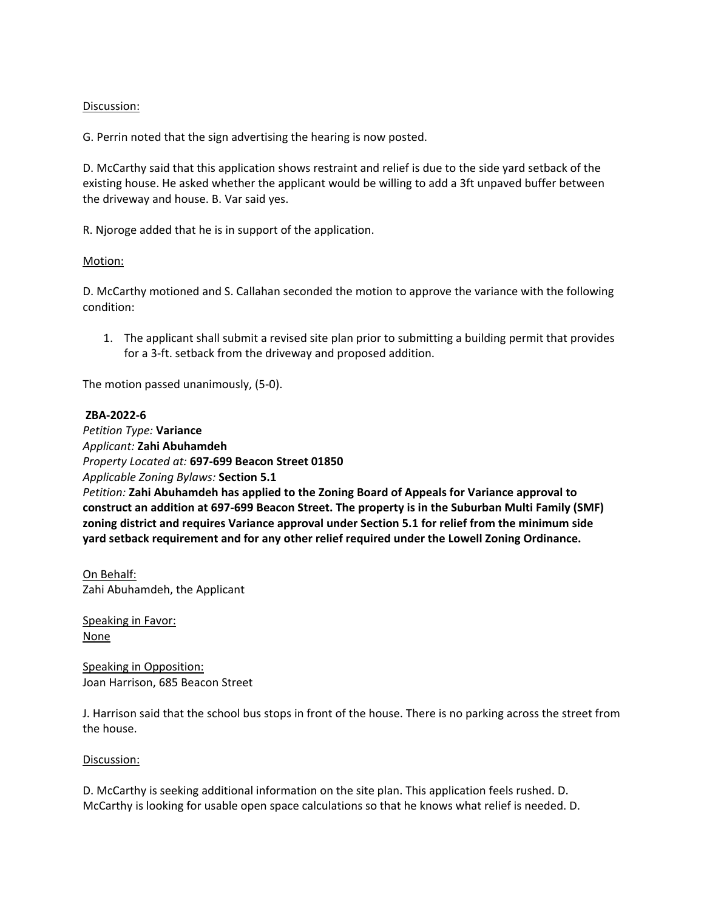Discussion:

G. Perrin noted that the sign advertising the hearing is now posted.

D. McCarthy said that this application shows restraint and relief is due to the side yard setback of the existing house. He asked whether the applicant would be willing to add a 3ft unpaved buffer between the driveway and house. B. Var said yes.

R. Njoroge added that he is in support of the application.

Motion:

D. McCarthy motioned and S. Callahan seconded the motion to approve the variance with the following condition:

1. The applicant shall submit a revised site plan prior to submitting a building permit that provides for a 3-ft. setback from the driveway and proposed addition.

The motion passed unanimously, (5-0).

**ZBA-2022-6**
*Petition Type:* **Variance**
*Applicant:* **Zahi Abuhamdeh**
*Property Located at:* **697-699 Beacon Street 01850**
*Applicable Zoning Bylaws:* **Section 5.1**
*Petition:* **Zahi Abuhamdeh has applied to the Zoning Board of Appeals for Variance approval to construct an addition at 697-699 Beacon Street. The property is in the Suburban Multi Family (SMF) zoning district and requires Variance approval under Section 5.1 for relief from the minimum side yard setback requirement and for any other relief required under the Lowell Zoning Ordinance.**

On Behalf:
Zahi Abuhamdeh, the Applicant

Speaking in Favor:
None

Speaking in Opposition:
Joan Harrison, 685 Beacon Street

J. Harrison said that the school bus stops in front of the house. There is no parking across the street from the house.

Discussion:

D. McCarthy is seeking additional information on the site plan. This application feels rushed. D. McCarthy is looking for usable open space calculations so that he knows what relief is needed. D.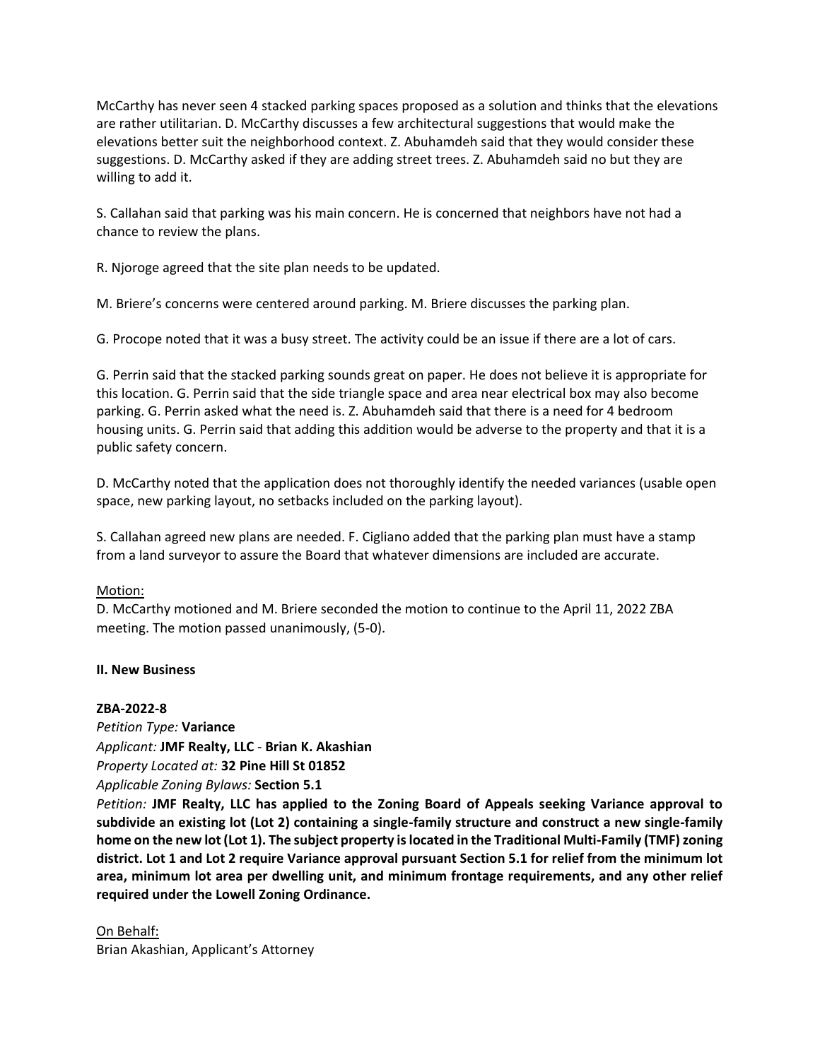McCarthy has never seen 4 stacked parking spaces proposed as a solution and thinks that the elevations are rather utilitarian. D. McCarthy discusses a few architectural suggestions that would make the elevations better suit the neighborhood context. Z. Abuhamdeh said that they would consider these suggestions. D. McCarthy asked if they are adding street trees. Z. Abuhamdeh said no but they are willing to add it.

S. Callahan said that parking was his main concern. He is concerned that neighbors have not had a chance to review the plans.

R. Njoroge agreed that the site plan needs to be updated.

M. Briere's concerns were centered around parking. M. Briere discusses the parking plan.

G. Procope noted that it was a busy street. The activity could be an issue if there are a lot of cars.

G. Perrin said that the stacked parking sounds great on paper. He does not believe it is appropriate for this location. G. Perrin said that the side triangle space and area near electrical box may also become parking. G. Perrin asked what the need is. Z. Abuhamdeh said that there is a need for 4 bedroom housing units. G. Perrin said that adding this addition would be adverse to the property and that it is a public safety concern.

D. McCarthy noted that the application does not thoroughly identify the needed variances (usable open space, new parking layout, no setbacks included on the parking layout).

S. Callahan agreed new plans are needed. F. Cigliano added that the parking plan must have a stamp from a land surveyor to assure the Board that whatever dimensions are included are accurate.

<u>Motion:</u>
D. McCarthy motioned and M. Briere seconded the motion to continue to the April 11, 2022 ZBA meeting. The motion passed unanimously, (5-0).

## II. New Business

**ZBA-2022-8**
*Petition Type:* **Variance**
*Applicant:* **JMF Realty, LLC** - **Brian K. Akashian**
*Property Located at:* **32 Pine Hill St 01852**
*Applicable Zoning Bylaws:* **Section 5.1**
*Petition:* **JMF Realty, LLC has applied to the Zoning Board of Appeals seeking Variance approval to subdivide an existing lot (Lot 2) containing a single-family structure and construct a new single-family home on the new lot (Lot 1). The subject property is located in the Traditional Multi-Family (TMF) zoning district. Lot 1 and Lot 2 require Variance approval pursuant Section 5.1 for relief from the minimum lot area, minimum lot area per dwelling unit, and minimum frontage requirements, and any other relief required under the Lowell Zoning Ordinance.**

<u>On Behalf:</u>
Brian Akashian, Applicant's Attorney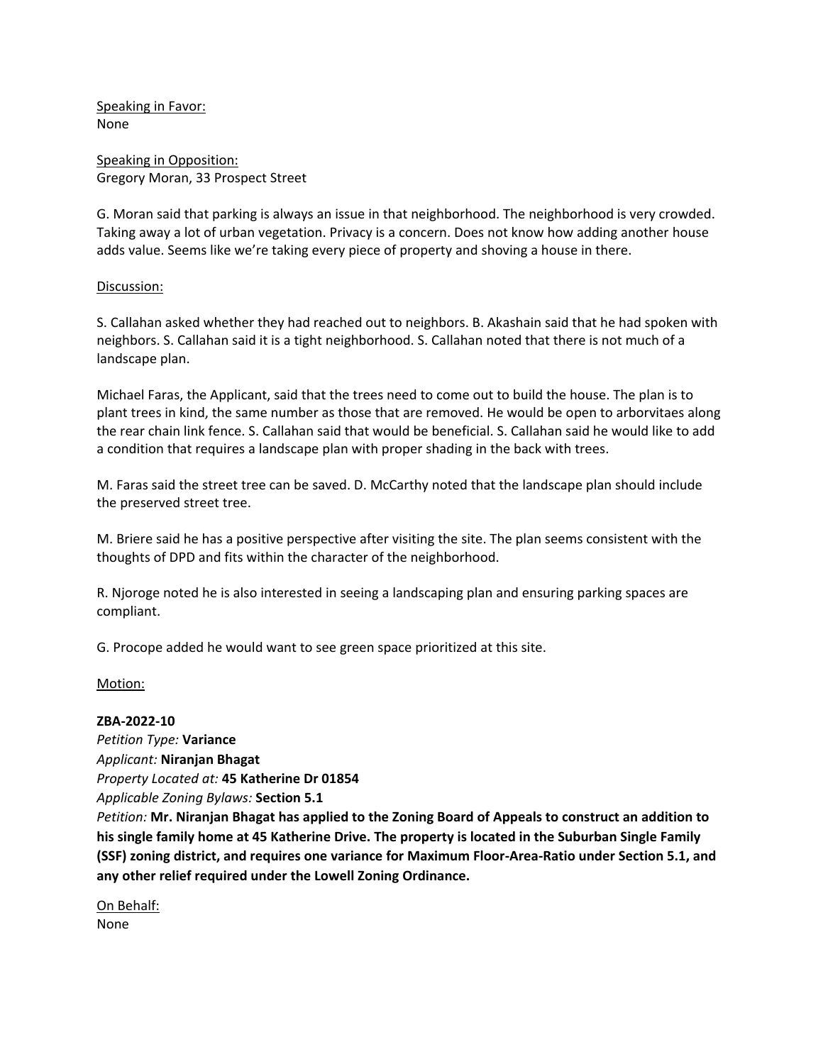Speaking in Favor:
None

Speaking in Opposition:
Gregory Moran, 33 Prospect Street

G. Moran said that parking is always an issue in that neighborhood. The neighborhood is very crowded. Taking away a lot of urban vegetation. Privacy is a concern. Does not know how adding another house adds value. Seems like we're taking every piece of property and shoving a house in there.

Discussion:

S. Callahan asked whether they had reached out to neighbors. B. Akashain said that he had spoken with neighbors. S. Callahan said it is a tight neighborhood. S. Callahan noted that there is not much of a landscape plan.

Michael Faras, the Applicant, said that the trees need to come out to build the house. The plan is to plant trees in kind, the same number as those that are removed. He would be open to arborvitaes along the rear chain link fence. S. Callahan said that would be beneficial. S. Callahan said he would like to add a condition that requires a landscape plan with proper shading in the back with trees.

M. Faras said the street tree can be saved. D. McCarthy noted that the landscape plan should include the preserved street tree.

M. Briere said he has a positive perspective after visiting the site. The plan seems consistent with the thoughts of DPD and fits within the character of the neighborhood.

R. Njoroge noted he is also interested in seeing a landscaping plan and ensuring parking spaces are compliant.

G. Procope added he would want to see green space prioritized at this site.

Motion:

**ZBA-2022-10**
*Petition Type:* **Variance**
*Applicant:* **Niranjan Bhagat**
*Property Located at:* **45 Katherine Dr 01854**
*Applicable Zoning Bylaws:* **Section 5.1**
*Petition:* **Mr. Niranjan Bhagat has applied to the Zoning Board of Appeals to construct an addition to his single family home at 45 Katherine Drive. The property is located in the Suburban Single Family (SSF) zoning district, and requires one variance for Maximum Floor-Area-Ratio under Section 5.1, and any other relief required under the Lowell Zoning Ordinance.**

On Behalf:
None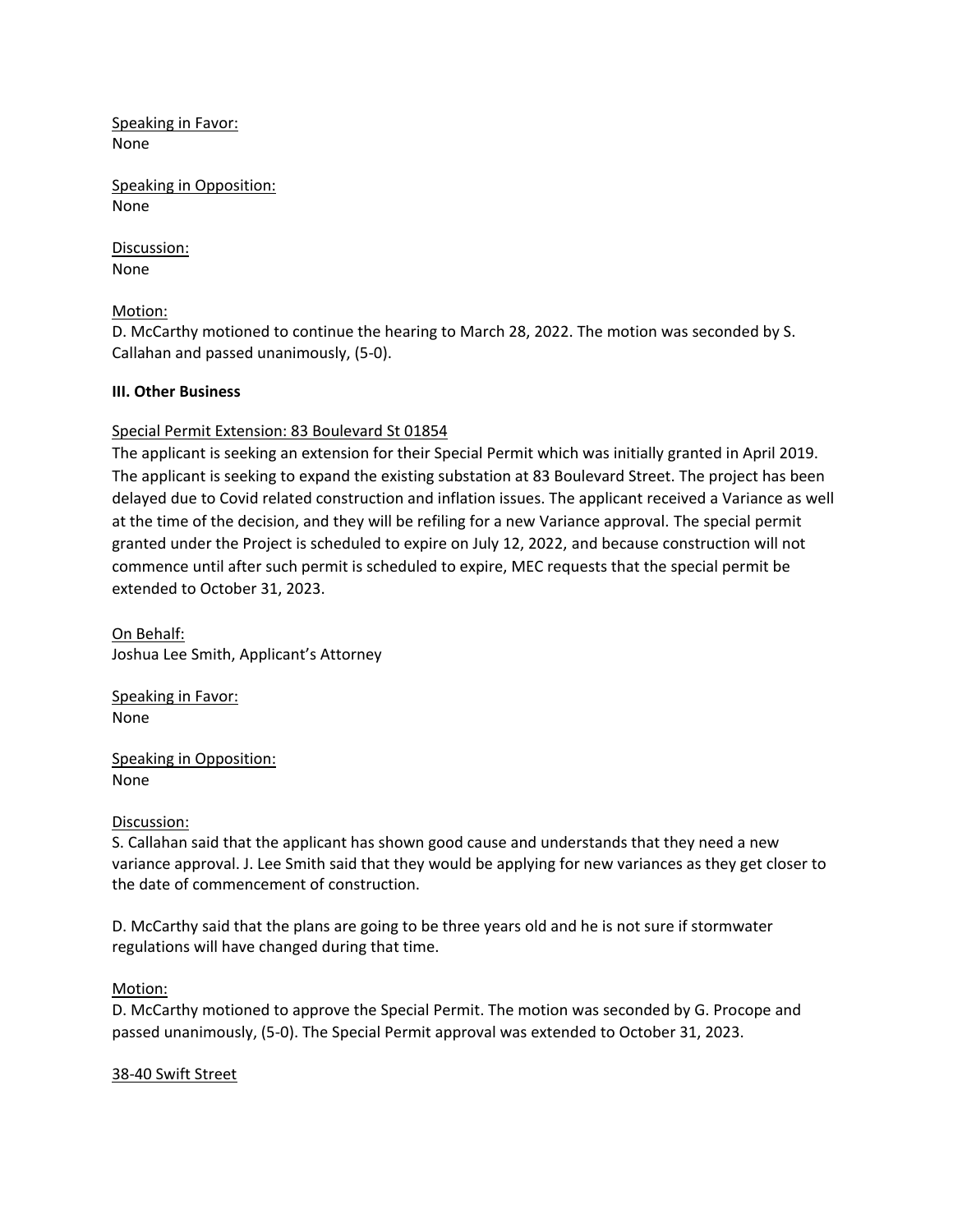Speaking in Favor:
None

Speaking in Opposition:
None

Discussion:
None

Motion:
D. McCarthy motioned to continue the hearing to March 28, 2022. The motion was seconded by S. Callahan and passed unanimously, (5-0).

**III. Other Business**

Special Permit Extension: 83 Boulevard St 01854
The applicant is seeking an extension for their Special Permit which was initially granted in April 2019. The applicant is seeking to expand the existing substation at 83 Boulevard Street. The project has been delayed due to Covid related construction and inflation issues. The applicant received a Variance as well at the time of the decision, and they will be refiling for a new Variance approval. The special permit granted under the Project is scheduled to expire on July 12, 2022, and because construction will not commence until after such permit is scheduled to expire, MEC requests that the special permit be extended to October 31, 2023.

On Behalf:
Joshua Lee Smith, Applicant's Attorney

Speaking in Favor:
None

Speaking in Opposition:
None

Discussion:
S. Callahan said that the applicant has shown good cause and understands that they need a new variance approval. J. Lee Smith said that they would be applying for new variances as they get closer to the date of commencement of construction.

D. McCarthy said that the plans are going to be three years old and he is not sure if stormwater regulations will have changed during that time.

Motion:
D. McCarthy motioned to approve the Special Permit. The motion was seconded by G. Procope and passed unanimously, (5-0). The Special Permit approval was extended to October 31, 2023.

38-40 Swift Street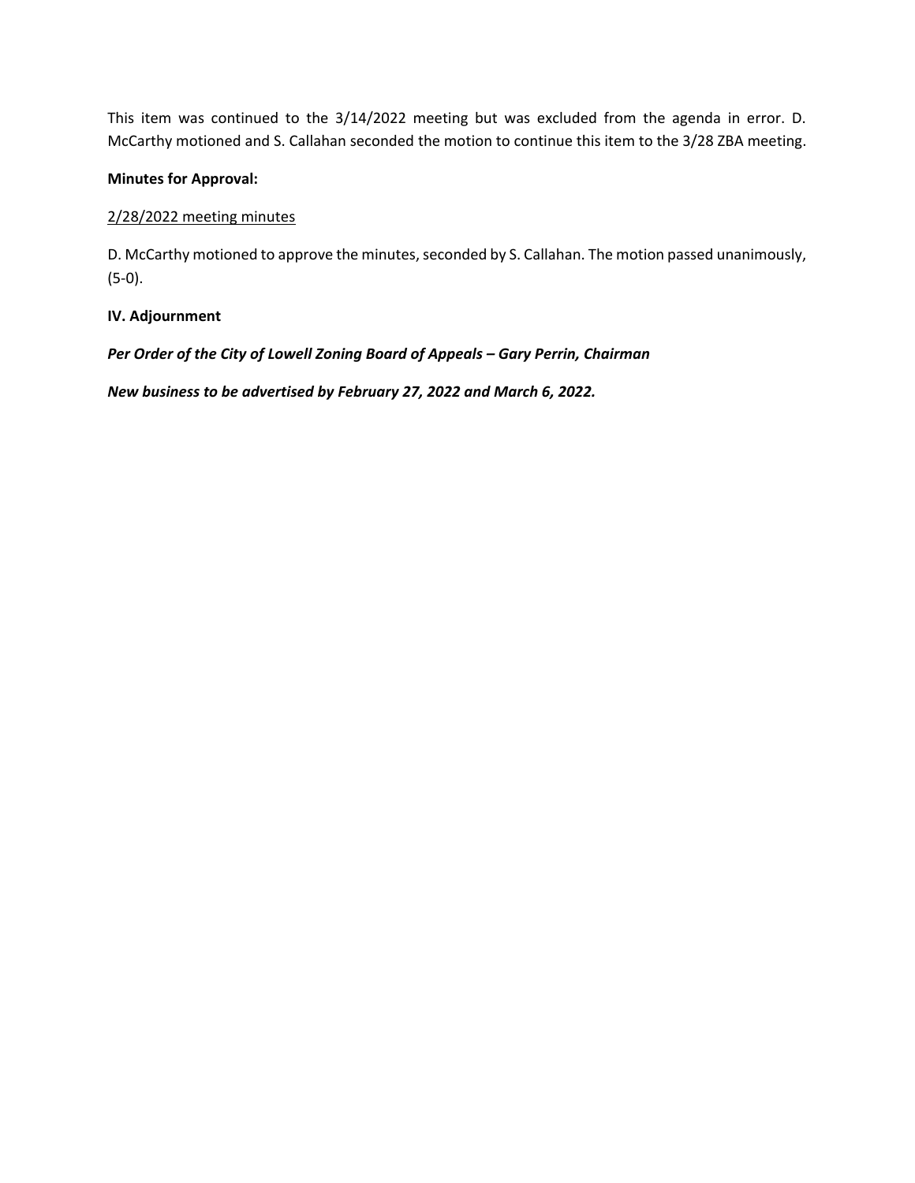This item was continued to the 3/14/2022 meeting but was excluded from the agenda in error. D. McCarthy motioned and S. Callahan seconded the motion to continue this item to the 3/28 ZBA meeting.

**Minutes for Approval:**

<u>2/28/2022 meeting minutes</u>

D. McCarthy motioned to approve the minutes, seconded by S. Callahan. The motion passed unanimously, (5-0).

**IV. Adjournment**

***Per Order of the City of Lowell Zoning Board of Appeals – Gary Perrin, Chairman***

***New business to be advertised by February 27, 2022 and March 6, 2022.***